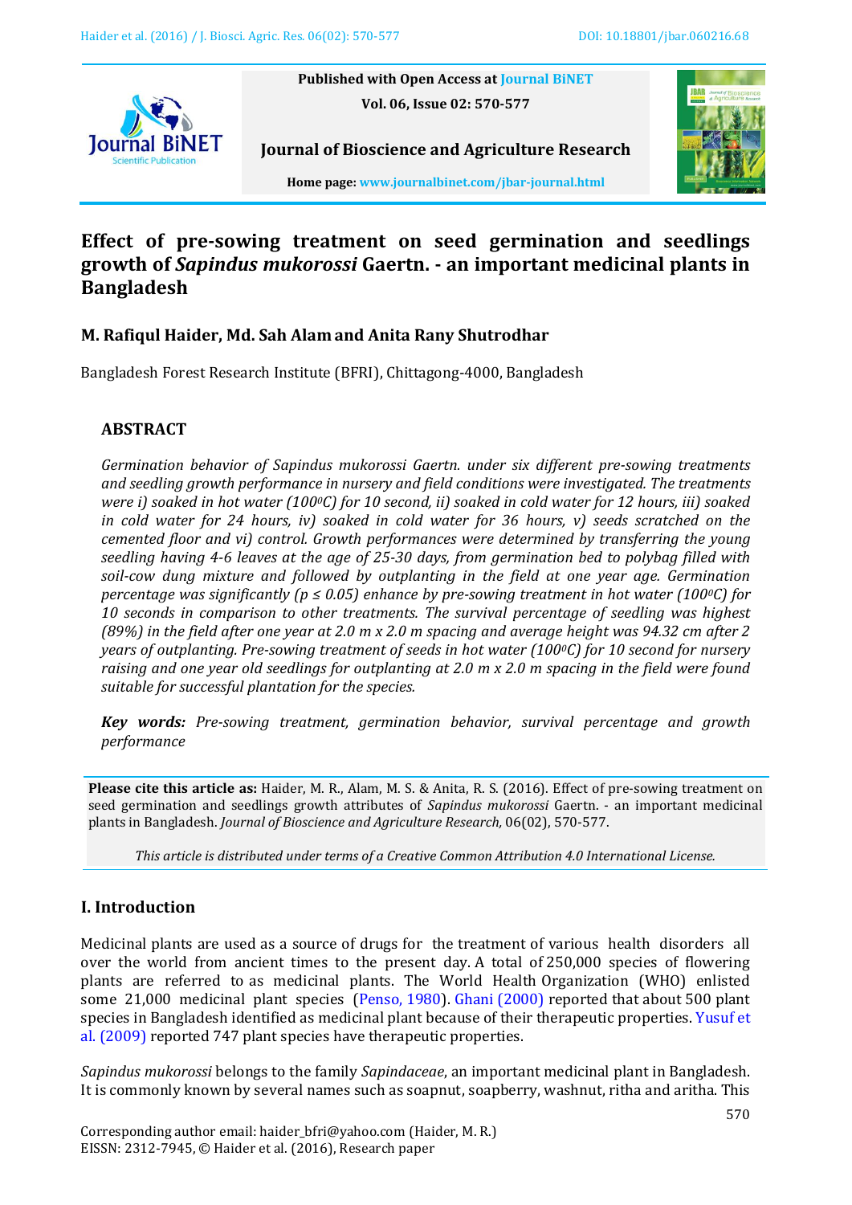Published with Open Access at Journal BiNET
Vol. 06, Issue 02: 570-577

Journal of Bioscience and Agriculture Research

Home page: www.journalbinet.com/jbar-journal.html

# Effect of pre-sowing treatment on seed germination and seedlings growth of *Sapindus mukorossi* Gaertn. - an important medicinal plants in Bangladesh

**M. Rafiqul Haider, Md. Sah Alam and Anita Rany Shutrodhar**

Bangladesh Forest Research Institute (BFRI), Chittagong-4000, Bangladesh

## ABSTRACT

*Germination behavior of Sapindus mukorossi Gaertn. under six different pre-sowing treatments and seedling growth performance in nursery and field conditions were investigated. The treatments were i) soaked in hot water (100$^0$C) for 10 second, ii) soaked in cold water for 12 hours, iii) soaked in cold water for 24 hours, iv) soaked in cold water for 36 hours, v) seeds scratched on the cemented floor and vi) control. Growth performances were determined by transferring the young seedling having 4-6 leaves at the age of 25-30 days, from germination bed to polybag filled with soil-cow dung mixture and followed by outplanting in the field at one year age. Germination percentage was significantly ($p \leq 0.05$) enhance by pre-sowing treatment in hot water (100$^0$C) for 10 seconds in comparison to other treatments. The survival percentage of seedling was highest (89%) in the field after one year at 2.0 m x 2.0 m spacing and average height was 94.32 cm after 2 years of outplanting. Pre-sowing treatment of seeds in hot water (100$^0$C) for 10 second for nursery raising and one year old seedlings for outplanting at 2.0 m x 2.0 m spacing in the field were found suitable for successful plantation for the species.*

***Key words:*** *Pre-sowing treatment, germination behavior, survival percentage and growth performance*

**Please cite this article as:** Haider, M. R., Alam, M. S. & Anita, R. S. (2016). Effect of pre-sowing treatment on seed germination and seedlings growth attributes of *Sapindus mukorossi* Gaertn. - an important medicinal plants in Bangladesh. *Journal of Bioscience and Agriculture Research,* 06(02), 570-577.

*This article is distributed under terms of a Creative Common Attribution 4.0 International License.*

## I. Introduction

Medicinal plants are used as a source of drugs for the treatment of various health disorders all over the world from ancient times to the present day. A total of 250,000 species of flowering plants are referred to as medicinal plants. The World Health Organization (WHO) enlisted some 21,000 medicinal plant species (Penso, 1980). Ghani (2000) reported that about 500 plant species in Bangladesh identified as medicinal plant because of their therapeutic properties. Yusuf et al. (2009) reported 747 plant species have therapeutic properties.

*Sapindus mukorossi* belongs to the family *Sapindaceae*, an important medicinal plant in Bangladesh. It is commonly known by several names such as soapnut, soapberry, washnut, ritha and aritha. This

Corresponding author email: haider_bfri@yahoo.com (Haider, M. R.)
EISSN: 2312-7945, © Haider et al. (2016), Research paper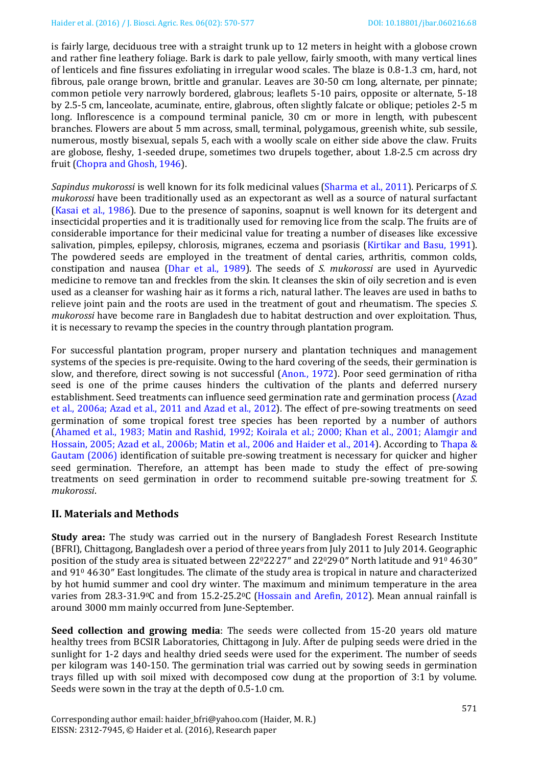is fairly large, deciduous tree with a straight trunk up to 12 meters in height with a globose crown and rather fine leathery foliage. Bark is dark to pale yellow, fairly smooth, with many vertical lines of lenticels and fine fissures exfoliating in irregular wood scales. The blaze is 0.8-1.3 cm, hard, not fibrous, pale orange brown, brittle and granular. Leaves are 30-50 cm long, alternate, per pinnate; common petiole very narrowly bordered, glabrous; leaflets 5-10 pairs, opposite or alternate, 5-18 by 2.5-5 cm, lanceolate, acuminate, entire, glabrous, often slightly falcate or oblique; petioles 2-5 m long. Inflorescence is a compound terminal panicle, 30 cm or more in length, with pubescent branches. Flowers are about 5 mm across, small, terminal, polygamous, greenish white, sub sessile, numerous, mostly bisexual, sepals 5, each with a woolly scale on either side above the claw. Fruits are globose, fleshy, 1-seeded drupe, sometimes two drupels together, about 1.8-2.5 cm across dry fruit (Chopra and Ghosh, 1946).

*Sapindus mukorossi* is well known for its folk medicinal values (Sharma et al., 2011). Pericarps of *S. mukorossi* have been traditionally used as an expectorant as well as a source of natural surfactant (Kasai et al., 1986). Due to the presence of saponins, soapnut is well known for its detergent and insecticidal properties and it is traditionally used for removing lice from the scalp. The fruits are of considerable importance for their medicinal value for treating a number of diseases like excessive salivation, pimples, epilepsy, chlorosis, migranes, eczema and psoriasis (Kirtikar and Basu, 1991). The powdered seeds are employed in the treatment of dental caries, arthritis, common colds, constipation and nausea (Dhar et al., 1989). The seeds of *S. mukorossi* are used in Ayurvedic medicine to remove tan and freckles from the skin. It cleanses the skin of oily secretion and is even used as a cleanser for washing hair as it forms a rich, natural lather. The leaves are used in baths to relieve joint pain and the roots are used in the treatment of gout and rheumatism. The species *S. mukorossi* have become rare in Bangladesh due to habitat destruction and over exploitation. Thus, it is necessary to revamp the species in the country through plantation program.

For successful plantation program, proper nursery and plantation techniques and management systems of the species is pre-requisite. Owing to the hard covering of the seeds, their germination is slow, and therefore, direct sowing is not successful (Anon., 1972). Poor seed germination of ritha seed is one of the prime causes hinders the cultivation of the plants and deferred nursery establishment. Seed treatments can influence seed germination rate and germination process (Azad et al., 2006a; Azad et al., 2011 and Azad et al., 2012). The effect of pre-sowing treatments on seed germination of some tropical forest tree species has been reported by a number of authors (Ahamed et al., 1983; Matin and Rashid, 1992; Koirala et al.; 2000; Khan et al., 2001; Alamgir and Hossain, 2005; Azad et al., 2006b; Matin et al., 2006 and Haider et al., 2014). According to Thapa & Gautam (2006) identification of suitable pre-sowing treatment is necessary for quicker and higher seed germination. Therefore, an attempt has been made to study the effect of pre-sowing treatments on seed germination in order to recommend suitable pre-sowing treatment for *S. mukorossi*.

## II. Materials and Methods

**Study area:** The study was carried out in the nursery of Bangladesh Forest Research Institute (BFRI), Chittagong, Bangladesh over a period of three years from July 2011 to July 2014. Geographic position of the study area is situated between 22°22.27″ and 22°29.0″ North latitude and 91° 46.30″ and 91° 46.30″ East longitudes. The climate of the study area is tropical in nature and characterized by hot humid summer and cool dry winter. The maximum and minimum temperature in the area varies from 28.3-31.9°C and from 15.2-25.2°C (Hossain and Arefin, 2012). Mean annual rainfall is around 3000 mm mainly occurred from June-September.

**Seed collection and growing media**: The seeds were collected from 15-20 years old mature healthy trees from BCSIR Laboratories, Chittagong in July. After de pulping seeds were dried in the sunlight for 1-2 days and healthy dried seeds were used for the experiment. The number of seeds per kilogram was 140-150. The germination trial was carried out by sowing seeds in germination trays filled up with soil mixed with decomposed cow dung at the proportion of 3:1 by volume. Seeds were sown in the tray at the depth of 0.5-1.0 cm.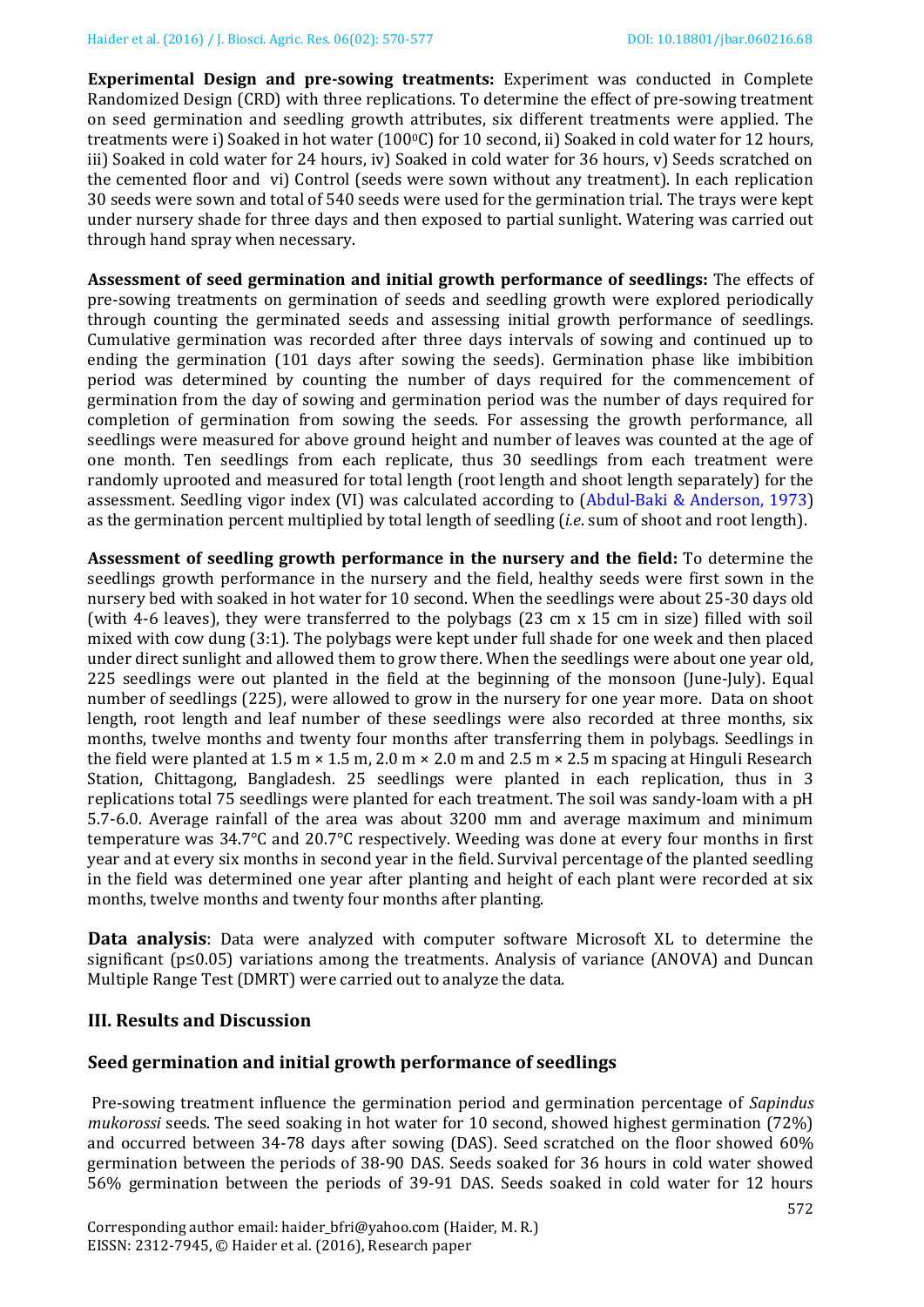**Experimental Design and pre-sowing treatments:** Experiment was conducted in Complete Randomized Design (CRD) with three replications. To determine the effect of pre-sowing treatment on seed germination and seedling growth attributes, six different treatments were applied. The treatments were i) Soaked in hot water (100$^0$C) for 10 second, ii) Soaked in cold water for 12 hours, iii) Soaked in cold water for 24 hours, iv) Soaked in cold water for 36 hours, v) Seeds scratched on the cemented floor and vi) Control (seeds were sown without any treatment). In each replication 30 seeds were sown and total of 540 seeds were used for the germination trial. The trays were kept under nursery shade for three days and then exposed to partial sunlight. Watering was carried out through hand spray when necessary.

**Assessment of seed germination and initial growth performance of seedlings:** The effects of pre-sowing treatments on germination of seeds and seedling growth were explored periodically through counting the germinated seeds and assessing initial growth performance of seedlings. Cumulative germination was recorded after three days intervals of sowing and continued up to ending the germination (101 days after sowing the seeds). Germination phase like imbibition period was determined by counting the number of days required for the commencement of germination from the day of sowing and germination period was the number of days required for completion of germination from sowing the seeds. For assessing the growth performance, all seedlings were measured for above ground height and number of leaves was counted at the age of one month. Ten seedlings from each replicate, thus 30 seedlings from each treatment were randomly uprooted and measured for total length (root length and shoot length separately) for the assessment. Seedling vigor index (VI) was calculated according to (Abdul-Baki & Anderson, 1973) as the germination percent multiplied by total length of seedling (*i.e*. sum of shoot and root length).

**Assessment of seedling growth performance in the nursery and the field:** To determine the seedlings growth performance in the nursery and the field, healthy seeds were first sown in the nursery bed with soaked in hot water for 10 second. When the seedlings were about 25-30 days old (with 4-6 leaves), they were transferred to the polybags (23 cm x 15 cm in size) filled with soil mixed with cow dung (3:1). The polybags were kept under full shade for one week and then placed under direct sunlight and allowed them to grow there. When the seedlings were about one year old, 225 seedlings were out planted in the field at the beginning of the monsoon (June-July). Equal number of seedlings (225), were allowed to grow in the nursery for one year more. Data on shoot length, root length and leaf number of these seedlings were also recorded at three months, six months, twelve months and twenty four months after transferring them in polybags. Seedlings in the field were planted at 1.5 m × 1.5 m, 2.0 m × 2.0 m and 2.5 m × 2.5 m spacing at Hinguli Research Station, Chittagong, Bangladesh. 25 seedlings were planted in each replication, thus in 3 replications total 75 seedlings were planted for each treatment. The soil was sandy-loam with a pH 5.7-6.0. Average rainfall of the area was about 3200 mm and average maximum and minimum temperature was 34.7°C and 20.7°C respectively. Weeding was done at every four months in first year and at every six months in second year in the field. Survival percentage of the planted seedling in the field was determined one year after planting and height of each plant were recorded at six months, twelve months and twenty four months after planting.

**Data analysis**: Data were analyzed with computer software Microsoft XL to determine the significant ($p \leq 0.05$) variations among the treatments. Analysis of variance (ANOVA) and Duncan Multiple Range Test (DMRT) were carried out to analyze the data.

## III. Results and Discussion

### Seed germination and initial growth performance of seedlings

Pre-sowing treatment influence the germination period and germination percentage of *Sapindus mukorossi* seeds. The seed soaking in hot water for 10 second, showed highest germination (72%) and occurred between 34-78 days after sowing (DAS). Seed scratched on the floor showed 60% germination between the periods of 38-90 DAS. Seeds soaked for 36 hours in cold water showed 56% germination between the periods of 39-91 DAS. Seeds soaked in cold water for 12 hours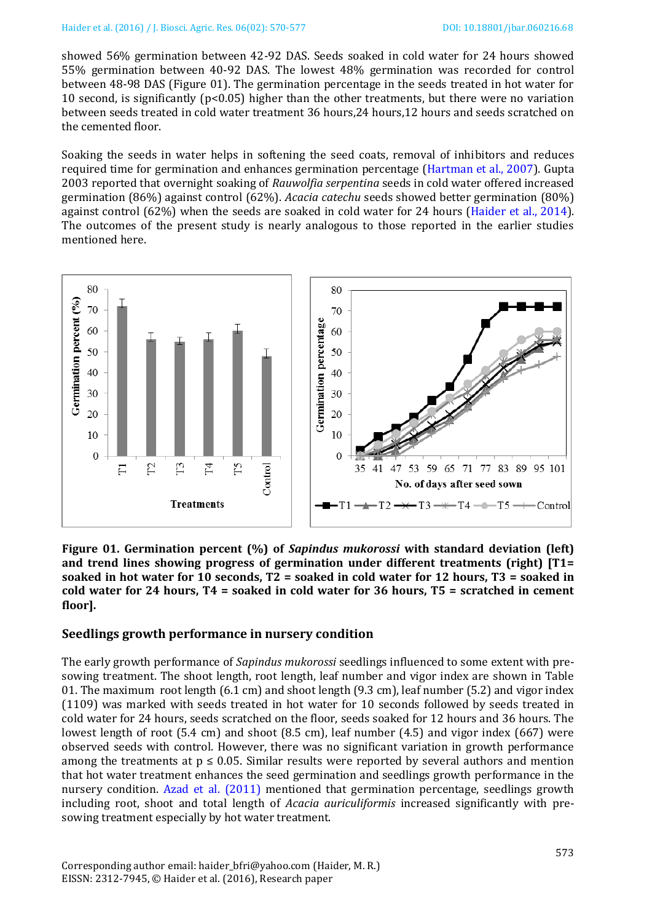showed 56% germination between 42-92 DAS. Seeds soaked in cold water for 24 hours showed 55% germination between 40-92 DAS. The lowest 48% germination was recorded for control between 48-98 DAS (Figure 01). The germination percentage in the seeds treated in hot water for 10 second, is significantly ($p<0.05$) higher than the other treatments, but there were no variation between seeds treated in cold water treatment 36 hours,24 hours,12 hours and seeds scratched on the cemented floor.

Soaking the seeds in water helps in softening the seed coats, removal of inhibitors and reduces required time for germination and enhances germination percentage (Hartman et al., 2007). Gupta 2003 reported that overnight soaking of *Rauwolfia serpentina* seeds in cold water offered increased germination (86%) against control (62%). *Acacia catechu* seeds showed better germination (80%) against control (62%) when the seeds are soaked in cold water for 24 hours (Haider et al., 2014). The outcomes of the present study is nearly analogous to those reported in the earlier studies mentioned here.

**Figure 01. Germination percent (%) of *Sapindus mukorossi* with standard deviation (left) and trend lines showing progress of germination under different treatments (right) [T1= soaked in hot water for 10 seconds, T2 = soaked in cold water for 12 hours, T3 = soaked in cold water for 24 hours, T4 = soaked in cold water for 36 hours, T5 = scratched in cement floor].**

## Seedlings growth performance in nursery condition

The early growth performance of *Sapindus mukorossi* seedlings influenced to some extent with pre-sowing treatment. The shoot length, root length, leaf number and vigor index are shown in Table 01. The maximum root length (6.1 cm) and shoot length (9.3 cm), leaf number (5.2) and vigor index (1109) was marked with seeds treated in hot water for 10 seconds followed by seeds treated in cold water for 24 hours, seeds scratched on the floor, seeds soaked for 12 hours and 36 hours. The lowest length of root (5.4 cm) and shoot (8.5 cm), leaf number (4.5) and vigor index (667) were observed seeds with control. However, there was no significant variation in growth performance among the treatments at $p \leq 0.05$. Similar results were reported by several authors and mention that hot water treatment enhances the seed germination and seedlings growth performance in the nursery condition. Azad et al. (2011) mentioned that germination percentage, seedlings growth including root, shoot and total length of *Acacia auriculiformis* increased significantly with pre-sowing treatment especially by hot water treatment.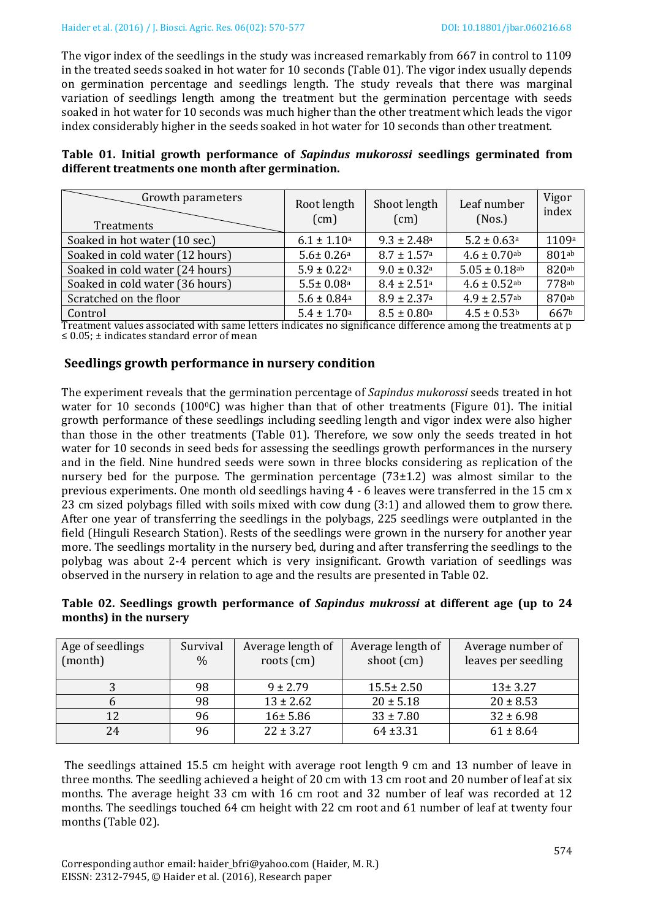The vigor index of the seedlings in the study was increased remarkably from 667 in control to 1109 in the treated seeds soaked in hot water for 10 seconds (Table 01). The vigor index usually depends on germination percentage and seedlings length. The study reveals that there was marginal variation of seedlings length among the treatment but the germination percentage with seeds soaked in hot water for 10 seconds was much higher than the other treatment which leads the vigor index considerably higher in the seeds soaked in hot water for 10 seconds than other treatment.

**Table 01. Initial growth performance of *Sapindus mukorossi* seedlings germinated from different treatments one month after germination.**

| Treatments \ Growth parameters | Root length (cm) | Shoot length (cm) | Leaf number (Nos.) | Vigor index |
|---|---|---|---|---|
| Soaked in hot water (10 sec.) | $6.1 \pm 1.10^{a}$ | $9.3 \pm 2.48^{a}$ | $5.2 \pm 0.63^{a}$ | $1109^{a}$ |
| Soaked in cold water (12 hours) | $5.6 \pm 0.26^{a}$ | $8.7 \pm 1.57^{a}$ | $4.6 \pm 0.70^{ab}$ | $801^{ab}$ |
| Soaked in cold water (24 hours) | $5.9 \pm 0.22^{a}$ | $9.0 \pm 0.32^{a}$ | $5.05 \pm 0.18^{ab}$ | $820^{ab}$ |
| Soaked in cold water (36 hours) | $5.5 \pm 0.08^{a}$ | $8.4 \pm 2.51^{a}$ | $4.6 \pm 0.52^{ab}$ | $778^{ab}$ |
| Scratched on the floor | $5.6 \pm 0.84^{a}$ | $8.9 \pm 2.37^{a}$ | $4.9 \pm 2.57^{ab}$ | $870^{ab}$ |
| Control | $5.4 \pm 1.70^{a}$ | $8.5 \pm 0.80^{a}$ | $4.5 \pm 0.53^{b}$ | $667^{b}$ |

Treatment values associated with same letters indicates no significance difference among the treatments at $p \leq 0.05$; ± indicates standard error of mean

## Seedlings growth performance in nursery condition

The experiment reveals that the germination percentage of *Sapindus mukorossi* seeds treated in hot water for 10 seconds ($100^{0}$C) was higher than that of other treatments (Figure 01). The initial growth performance of these seedlings including seedling length and vigor index were also higher than those in the other treatments (Table 01). Therefore, we sow only the seeds treated in hot water for 10 seconds in seed beds for assessing the seedlings growth performances in the nursery and in the field. Nine hundred seeds were sown in three blocks considering as replication of the nursery bed for the purpose. The germination percentage (73±1.2) was almost similar to the previous experiments. One month old seedlings having 4 - 6 leaves were transferred in the 15 cm x 23 cm sized polybags filled with soils mixed with cow dung (3:1) and allowed them to grow there. After one year of transferring the seedlings in the polybags, 225 seedlings were outplanted in the field (Hinguli Research Station). Rests of the seedlings were grown in the nursery for another year more. The seedlings mortality in the nursery bed, during and after transferring the seedlings to the polybag was about 2-4 percent which is very insignificant. Growth variation of seedlings was observed in the nursery in relation to age and the results are presented in Table 02.

**Table 02. Seedlings growth performance of *Sapindus mukrossi* at different age (up to 24 months) in the nursery**

| Age of seedlings (month) | Survival % | Average length of roots (cm) | Average length of shoot (cm) | Average number of leaves per seedling |
|---|---|---|---|---|
| 3 | 98 | 9 ± 2.79 | 15.5± 2.50 | 13± 3.27 |
| 6 | 98 | 13 ± 2.62 | 20 ± 5.18 | 20 ± 8.53 |
| 12 | 96 | 16± 5.86 | 33 ± 7.80 | 32 ± 6.98 |
| 24 | 96 | 22 ± 3.27 | 64 ±3.31 | 61 ± 8.64 |

The seedlings attained 15.5 cm height with average root length 9 cm and 13 number of leave in three months. The seedling achieved a height of 20 cm with 13 cm root and 20 number of leaf at six months. The average height 33 cm with 16 cm root and 32 number of leaf was recorded at 12 months. The seedlings touched 64 cm height with 22 cm root and 61 number of leaf at twenty four months (Table 02).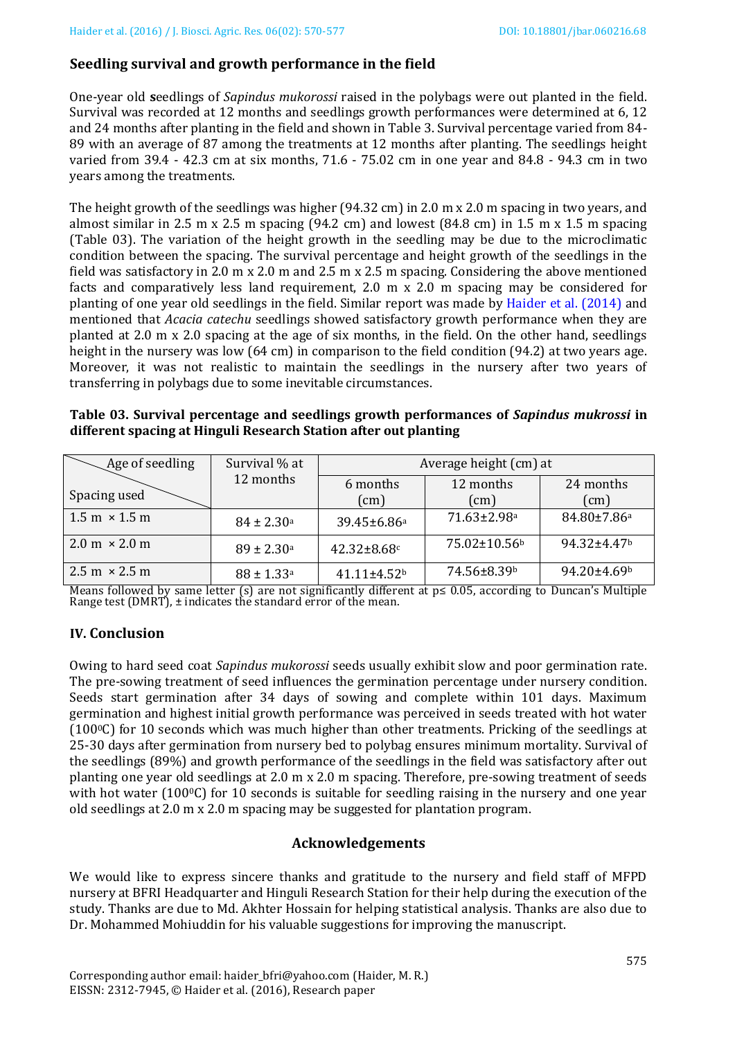### Seedling survival and growth performance in the field

One-year old **s**eedlings of *Sapindus mukorossi* raised in the polybags were out planted in the field. Survival was recorded at 12 months and seedlings growth performances were determined at 6, 12 and 24 months after planting in the field and shown in Table 3. Survival percentage varied from 84-89 with an average of 87 among the treatments at 12 months after planting. The seedlings height varied from 39.4 - 42.3 cm at six months, 71.6 - 75.02 cm in one year and 84.8 - 94.3 cm in two years among the treatments.

The height growth of the seedlings was higher (94.32 cm) in 2.0 m x 2.0 m spacing in two years, and almost similar in 2.5 m x 2.5 m spacing (94.2 cm) and lowest (84.8 cm) in 1.5 m x 1.5 m spacing (Table 03). The variation of the height growth in the seedling may be due to the microclimatic condition between the spacing. The survival percentage and height growth of the seedlings in the field was satisfactory in 2.0 m x 2.0 m and 2.5 m x 2.5 m spacing. Considering the above mentioned facts and comparatively less land requirement, 2.0 m x 2.0 m spacing may be considered for planting of one year old seedlings in the field. Similar report was made by Haider et al. (2014) and mentioned that *Acacia catechu* seedlings showed satisfactory growth performance when they are planted at 2.0 m x 2.0 spacing at the age of six months, in the field. On the other hand, seedlings height in the nursery was low (64 cm) in comparison to the field condition (94.2) at two years age. Moreover, it was not realistic to maintain the seedlings in the nursery after two years of transferring in polybags due to some inevitable circumstances.

**Table 03. Survival percentage and seedlings growth performances of *Sapindus mukrossi* in different spacing at Hinguli Research Station after out planting**

| Age of seedling / Spacing used | Survival % at 12 months | Average height (cm) at | | |
|---|---|---|---|---|
| | | 6 months (cm) | 12 months (cm) | 24 months (cm) |
| 1.5 m × 1.5 m | 84 ± 2.30[a] | 39.45±6.86[a] | 71.63±2.98[a] | 84.80±7.86[a] |
| 2.0 m × 2.0 m | 89 ± 2.30[a] | 42.32±8.68[c] | 75.02±10.56[b] | 94.32±4.47[b] |
| 2.5 m × 2.5 m | 88 ± 1.33[a] | 41.11±4.52[b] | 74.56±8.39[b] | 94.20±4.69[b] |

Means followed by same letter (s) are not significantly different at p≤ 0.05, according to Duncan's Multiple Range test (DMRT), ± indicates the standard error of the mean.

## IV. Conclusion

Owing to hard seed coat *Sapindus mukorossi* seeds usually exhibit slow and poor germination rate. The pre-sowing treatment of seed influences the germination percentage under nursery condition. Seeds start germination after 34 days of sowing and complete within 101 days. Maximum germination and highest initial growth performance was perceived in seeds treated with hot water (100$^0$C) for 10 seconds which was much higher than other treatments. Pricking of the seedlings at 25-30 days after germination from nursery bed to polybag ensures minimum mortality. Survival of the seedlings (89%) and growth performance of the seedlings in the field was satisfactory after out planting one year old seedlings at 2.0 m x 2.0 m spacing. Therefore, pre-sowing treatment of seeds with hot water (100$^0$C) for 10 seconds is suitable for seedling raising in the nursery and one year old seedlings at 2.0 m x 2.0 m spacing may be suggested for plantation program.

## Acknowledgements

We would like to express sincere thanks and gratitude to the nursery and field staff of MFPD nursery at BFRI Headquarter and Hinguli Research Station for their help during the execution of the study. Thanks are due to Md. Akhter Hossain for helping statistical analysis. Thanks are also due to Dr. Mohammed Mohiuddin for his valuable suggestions for improving the manuscript.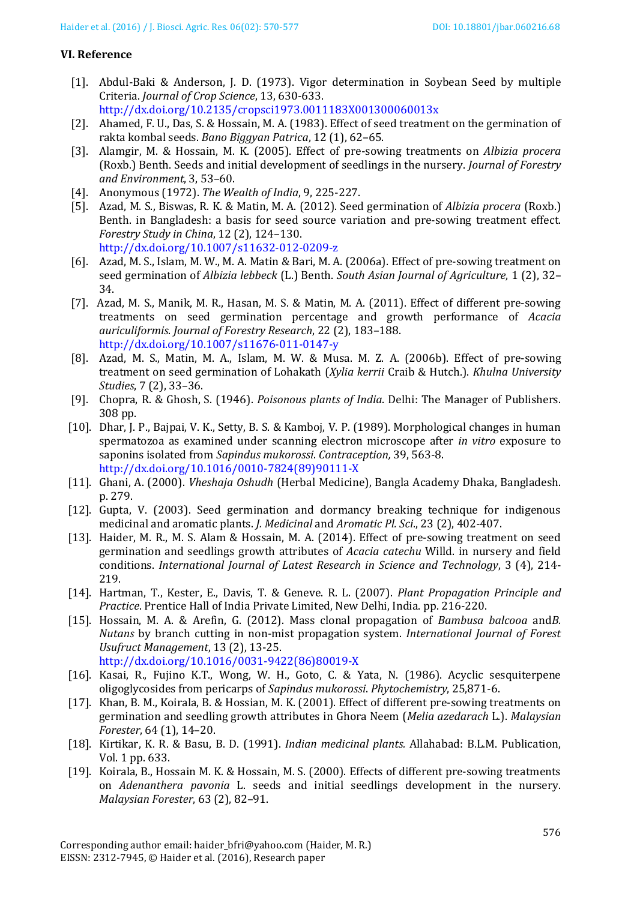### VI. Reference

[1]. Abdul-Baki & Anderson, J. D. (1973). Vigor determination in Soybean Seed by multiple Criteria. *Journal of Crop Science*, 13, 630-633. http://dx.doi.org/10.2135/cropsci1973.0011183X001300060013x

[2]. Ahamed, F. U., Das, S. & Hossain, M. A. (1983). Effect of seed treatment on the germination of rakta kombal seeds. *Bano Biggyan Patrica*, 12 (1), 62–65.

[3]. Alamgir, M. & Hossain, M. K. (2005). Effect of pre-sowing treatments on *Albizia procera* (Roxb.) Benth. Seeds and initial development of seedlings in the nursery. *Journal of Forestry and Environment*, 3, 53–60.

[4]. Anonymous (1972). *The Wealth of India*, 9, 225-227.

[5]. Azad, M. S., Biswas, R. K. & Matin, M. A. (2012). Seed germination of *Albizia procera* (Roxb.) Benth. in Bangladesh: a basis for seed source variation and pre-sowing treatment effect. *Forestry Study in China*, 12 (2), 124–130. http://dx.doi.org/10.1007/s11632-012-0209-z

[6]. Azad, M. S., Islam, M. W., M. A. Matin & Bari, M. A. (2006a). Effect of pre-sowing treatment on seed germination of *Albizia lebbeck* (L.) Benth. *South Asian Journal of Agriculture*, 1 (2), 32–34.

[7]. Azad, M. S., Manik, M. R., Hasan, M. S. & Matin, M. A. (2011). Effect of different pre-sowing treatments on seed germination percentage and growth performance of *Acacia auriculiformis*. *Journal of Forestry Research*, 22 (2), 183–188. http://dx.doi.org/10.1007/s11676-011-0147-y

[8]. Azad, M. S., Matin, M. A., Islam, M. W. & Musa. M. Z. A. (2006b). Effect of pre-sowing treatment on seed germination of Lohakath (*Xylia kerrii* Craib & Hutch.). *Khulna University Studies*, 7 (2), 33–36.

[9]. Chopra, R. & Ghosh, S. (1946). *Poisonous plants of India*. Delhi: The Manager of Publishers. 308 pp.

[10]. Dhar, J. P., Bajpai, V. K., Setty, B. S. & Kamboj, V. P. (1989). Morphological changes in human spermatozoa as examined under scanning electron microscope after *in vitro* exposure to saponins isolated from *Sapindus mukorossi*. *Contraception,* 39, 563-8. http://dx.doi.org/10.1016/0010-7824(89)90111-X

[11]. Ghani, A. (2000). *Vheshaja Oshudh* (Herbal Medicine), Bangla Academy Dhaka, Bangladesh. p. 279.

[12]. Gupta, V. (2003). Seed germination and dormancy breaking technique for indigenous medicinal and aromatic plants. *J. Medicinal* and *Aromatic Pl. Sci*., 23 (2), 402-407.

[13]. Haider, M. R., M. S. Alam & Hossain, M. A. (2014). Effect of pre-sowing treatment on seed germination and seedlings growth attributes of *Acacia catechu* Willd. in nursery and field conditions. *International Journal of Latest Research in Science and Technology*, 3 (4), 214-219.

[14]. Hartman, T., Kester, E., Davis, T. & Geneve. R. L. (2007). *Plant Propagation Principle and Practice*. Prentice Hall of India Private Limited, New Delhi, India. pp. 216-220.

[15]. Hossain, M. A. & Arefin, G. (2012). Mass clonal propagation of *Bambusa balcooa* and*B. Nutans* by branch cutting in non-mist propagation system. *International Journal of Forest Usufruct Management*, 13 (2), 13-25. http://dx.doi.org/10.1016/0031-9422(86)80019-X

[16]. Kasai, R., Fujino K.T., Wong, W. H., Goto, C. & Yata, N. (1986). Acyclic sesquiterpene oligoglycosides from pericarps of *Sapindus mukorossi*. *Phytochemistry*, 25,871-6.

[17]. Khan, B. M., Koirala, B. & Hossian, M. K. (2001). Effect of different pre-sowing treatments on germination and seedling growth attributes in Ghora Neem (*Melia azedarach* L.). *Malaysian Forester*, 64 (1), 14–20.

[18]. Kirtikar, K. R. & Basu, B. D. (1991). *Indian medicinal plants.* Allahabad: B.L.M. Publication, Vol. 1 pp. 633.

[19]. Koirala, B., Hossain M. K. & Hossain, M. S. (2000). Effects of different pre-sowing treatments on *Adenanthera pavonia* L. seeds and initial seedlings development in the nursery. *Malaysian Forester*, 63 (2), 82–91.

Corresponding author email: haider_bfri@yahoo.com (Haider, M. R.)
EISSN: 2312-7945, © Haider et al. (2016), Research paper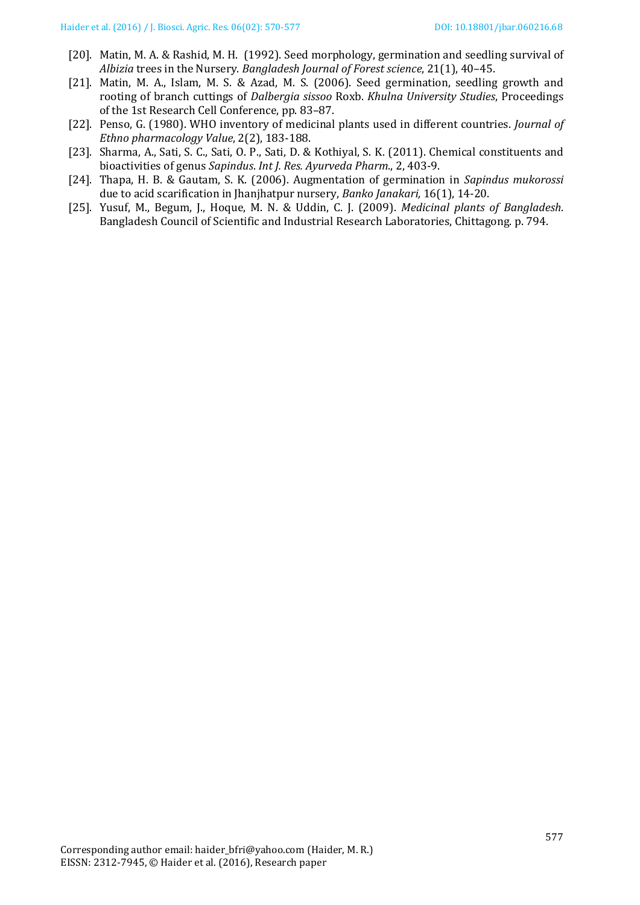[20]. Matin, M. A. & Rashid, M. H. (1992). Seed morphology, germination and seedling survival of *Albizia* trees in the Nursery. *Bangladesh Journal of Forest science*, 21(1), 40–45.

[21]. Matin, M. A., Islam, M. S. & Azad, M. S. (2006). Seed germination, seedling growth and rooting of branch cuttings of *Dalbergia sissoo* Roxb. *Khulna University Studies*, Proceedings of the 1st Research Cell Conference, pp. 83–87.

[22]. Penso, G. (1980). WHO inventory of medicinal plants used in different countries. *Journal of Ethno pharmacology Value*, 2(2), 183-188.

[23]. Sharma, A., Sati, S. C., Sati, O. P., Sati, D. & Kothiyal, S. K. (2011). Chemical constituents and bioactivities of genus *Sapindus*. *Int J. Res. Ayurveda Pharm*., 2, 403-9.

[24]. Thapa, H. B. & Gautam, S. K. (2006). Augmentation of germination in *Sapindus mukorossi* due to acid scarification in Jhanjhatpur nursery, *Banko Janakari,* 16(1), 14-20.

[25]. Yusuf, M., Begum, J., Hoque, M. N. & Uddin, C. J. (2009). *Medicinal plants of Bangladesh*. Bangladesh Council of Scientific and Industrial Research Laboratories, Chittagong. p. 794.